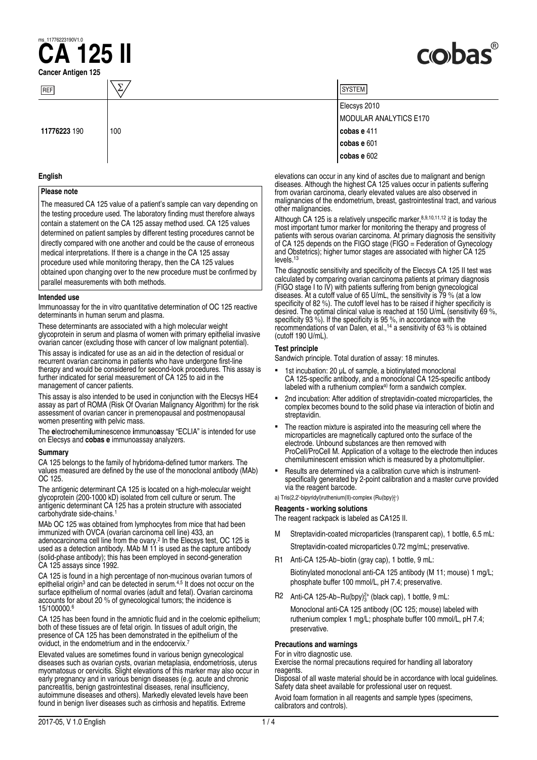ms_11776223190V1.0

# CA 125 II

**Cancer Antigen 125**

cobas®

| REF | Σ | SYSTEM |
|---|---|---|
| **11776223** 190 | 100 | Elecsys 2010 |
| | | MODULAR ANALYTICS E170 |
| | | **cobas e** 411 |
| | | **cobas e** 601 |
| | | **cobas e** 602 |

## English

### Please note

The measured CA 125 value of a patient's sample can vary depending on the testing procedure used. The laboratory finding must therefore always contain a statement on the CA 125 assay method used. CA 125 values determined on patient samples by different testing procedures cannot be directly compared with one another and could be the cause of erroneous medical interpretations. If there is a change in the CA 125 assay procedure used while monitoring therapy, then the CA 125 values obtained upon changing over to the new procedure must be confirmed by parallel measurements with both methods.

### Intended use

Immunoassay for the in vitro quantitative determination of OC 125 reactive determinants in human serum and plasma.

These determinants are associated with a high molecular weight glycoprotein in serum and plasma of women with primary epithelial invasive ovarian cancer (excluding those with cancer of low malignant potential).

This assay is indicated for use as an aid in the detection of residual or recurrent ovarian carcinoma in patients who have undergone first-line therapy and would be considered for second-look procedures. This assay is further indicated for serial measurement of CA 125 to aid in the management of cancer patients.

This assay is also intended to be used in conjunction with the Elecsys HE4 assay as part of ROMA (Risk Of Ovarian Malignancy Algorithm) for the risk assessment of ovarian cancer in premenopausal and postmenopausal women presenting with pelvic mass.

The **e**lectro**c**hemi**l**uminescence **i**mmuno**a**ssay "ECLIA" is intended for use on Elecsys and **cobas e** immunoassay analyzers.

### Summary

CA 125 belongs to the family of hybridoma-defined tumor markers. The values measured are defined by the use of the monoclonal antibody (MAb) OC 125.

The antigenic determinant CA 125 is located on a high-molecular weight glycoprotein (200-1000 kD) isolated from cell culture or serum. The antigenic determinant CA 125 has a protein structure with associated carbohydrate side-chains.[1]

MAb OC 125 was obtained from lymphocytes from mice that had been immunized with OVCA (ovarian carcinoma cell line) 433, an adenocarcinoma cell line from the ovary.[2] In the Elecsys test, OC 125 is used as a detection antibody. MAb M 11 is used as the capture antibody (solid-phase antibody); this has been employed in second-generation CA 125 assays since 1992.

CA 125 is found in a high percentage of non-mucinous ovarian tumors of epithelial origin[3] and can be detected in serum.[4,5] It does not occur on the surface epithelium of normal ovaries (adult and fetal). Ovarian carcinoma accounts for about 20 % of gynecological tumors; the incidence is 15/100000.[6]

CA 125 has been found in the amniotic fluid and in the coelomic epithelium; both of these tissues are of fetal origin. In tissues of adult origin, the presence of CA 125 has been demonstrated in the epithelium of the oviduct, in the endometrium and in the endocervix.[7]

Elevated values are sometimes found in various benign gynecological diseases such as ovarian cysts, ovarian metaplasia, endometriosis, uterus myomatosus or cervicitis. Slight elevations of this marker may also occur in early pregnancy and in various benign diseases (e.g. acute and chronic pancreatitis, benign gastrointestinal diseases, renal insufficiency, autoimmune diseases and others). Markedly elevated levels have been found in benign liver diseases such as cirrhosis and hepatitis. Extreme elevations can occur in any kind of ascites due to malignant and benign diseases. Although the highest CA 125 values occur in patients suffering from ovarian carcinoma, clearly elevated values are also observed in malignancies of the endometrium, breast, gastrointestinal tract, and various other malignancies.

Although CA 125 is a relatively unspecific marker,[8,9,10,11,12] it is today the most important tumor marker for monitoring the therapy and progress of patients with serous ovarian carcinoma. At primary diagnosis the sensitivity of CA 125 depends on the FIGO stage (FIGO = Federation of Gynecology and Obstetrics); higher tumor stages are associated with higher CA 125 levels.[13]

The diagnostic sensitivity and specificity of the Elecsys CA 125 II test was calculated by comparing ovarian carcinoma patients at primary diagnosis (FIGO stage I to IV) with patients suffering from benign gynecological diseases. At a cutoff value of 65 U/mL, the sensitivity is 79 % (at a low specificity of 82 %). The cutoff level has to be raised if higher specificity is desired. The optimal clinical value is reached at 150 U/mL (sensitivity 69 %, specificity 93 %). If the specificity is 95 %, in accordance with the recommendations of van Dalen, et al.,[14] a sensitivity of 63 % is obtained (cutoff 190 U/mL).

### Test principle

Sandwich principle. Total duration of assay: 18 minutes.

- 1st incubation: 20 µL of sample, a biotinylated monoclonal CA 125-specific antibody, and a monoclonal CA 125-specific antibody labeled with a ruthenium complex[a] form a sandwich complex.
- 2nd incubation: After addition of streptavidin-coated microparticles, the complex becomes bound to the solid phase via interaction of biotin and streptavidin.
- The reaction mixture is aspirated into the measuring cell where the microparticles are magnetically captured onto the surface of the electrode. Unbound substances are then removed with ProCell/ProCell M. Application of a voltage to the electrode then induces chemiluminescent emission which is measured by a photomultiplier.
- Results are determined via a calibration curve which is instrument-specifically generated by 2-point calibration and a master curve provided via the reagent barcode.

a) Tris(2,2'-bipyridyl)ruthenium(II)-complex (Ru(bpy)$_3^{2+}$)

### Reagents - working solutions

The reagent rackpack is labeled as CA125 II.

- M Streptavidin-coated microparticles (transparent cap), 1 bottle, 6.5 mL:
  Streptavidin-coated microparticles 0.72 mg/mL; preservative.
- R1 Anti-CA 125-Ab~biotin (gray cap), 1 bottle, 9 mL:
  Biotinylated monoclonal anti-CA 125 antibody (M 11; mouse) 1 mg/L; phosphate buffer 100 mmol/L, pH 7.4; preservative.
- R2 Anti-CA 125-Ab~Ru(bpy)$_3^{2+}$ (black cap), 1 bottle, 9 mL:
  Monoclonal anti-CA 125 antibody (OC 125; mouse) labeled with ruthenium complex 1 mg/L; phosphate buffer 100 mmol/L, pH 7.4; preservative.

### Precautions and warnings

For in vitro diagnostic use.
Exercise the normal precautions required for handling all laboratory reagents.
Disposal of all waste material should be in accordance with local guidelines.
Safety data sheet available for professional user on request.

Avoid foam formation in all reagents and sample types (specimens, calibrators and controls).

2017-05, V 1.0 English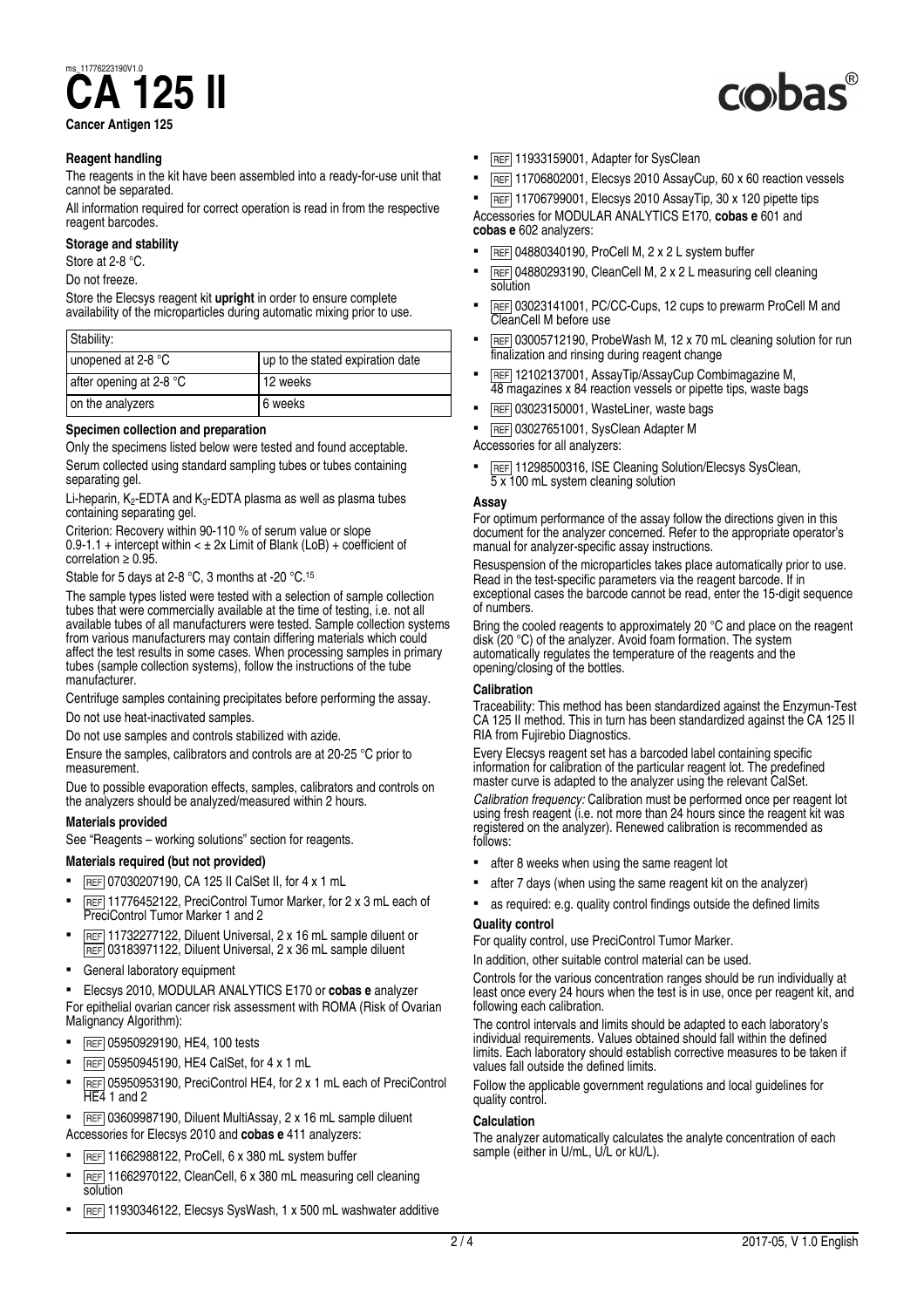ms_11776223190V1.0

# CA 125 II

**Cancer Antigen 125**

### Reagent handling

The reagents in the kit have been assembled into a ready-for-use unit that cannot be separated.

All information required for correct operation is read in from the respective reagent barcodes.

### Storage and stability

Store at 2-8 °C.

Do not freeze.

Store the Elecsys reagent kit **upright** in order to ensure complete availability of the microparticles during automatic mixing prior to use.

| Stability: | |
|---|---|
| unopened at 2-8 °C | up to the stated expiration date |
| after opening at 2-8 °C | 12 weeks |
| on the analyzers | 6 weeks |

### Specimen collection and preparation

Only the specimens listed below were tested and found acceptable.

Serum collected using standard sampling tubes or tubes containing separating gel.

Li-heparin, $K_2$-EDTA and $K_3$-EDTA plasma as well as plasma tubes containing separating gel.

Criterion: Recovery within 90-110 % of serum value or slope 0.9-1.1 + intercept within < ± 2x Limit of Blank (LoB) + coefficient of correlation ≥ 0.95.

Stable for 5 days at 2-8 °C, 3 months at -20 °C.[15]

The sample types listed were tested with a selection of sample collection tubes that were commercially available at the time of testing, i.e. not all available tubes of all manufacturers were tested. Sample collection systems from various manufacturers may contain differing materials which could affect the test results in some cases. When processing samples in primary tubes (sample collection systems), follow the instructions of the tube manufacturer.

Centrifuge samples containing precipitates before performing the assay.

Do not use heat-inactivated samples.

Do not use samples and controls stabilized with azide.

Ensure the samples, calibrators and controls are at 20-25 °C prior to measurement.

Due to possible evaporation effects, samples, calibrators and controls on the analyzers should be analyzed/measured within 2 hours.

### Materials provided

See "Reagents – working solutions" section for reagents.

### Materials required (but not provided)

- REF 07030207190, CA 125 II CalSet II, for 4 x 1 mL
- REF 11776452122, PreciControl Tumor Marker, for 2 x 3 mL each of PreciControl Tumor Marker 1 and 2
- REF 11732277122, Diluent Universal, 2 x 16 mL sample diluent or REF 03183971122, Diluent Universal, 2 x 36 mL sample diluent
- General laboratory equipment
- Elecsys 2010, MODULAR ANALYTICS E170 or **cobas e** analyzer

For epithelial ovarian cancer risk assessment with ROMA (Risk of Ovarian Malignancy Algorithm):

- REF 05950929190, HE4, 100 tests
- REF 05950945190, HE4 CalSet, for 4 x 1 mL
- REF 05950953190, PreciControl HE4, for 2 x 1 mL each of PreciControl HE4 1 and 2
- REF 03609987190, Diluent MultiAssay, 2 x 16 mL sample diluent

Accessories for Elecsys 2010 and **cobas e** 411 analyzers:

- REF 11662988122, ProCell, 6 x 380 mL system buffer
- REF 11662970122, CleanCell, 6 x 380 mL measuring cell cleaning solution
- REF 11930346122, Elecsys SysWash, 1 x 500 mL washwater additive
- REF 11933159001, Adapter for SysClean
- REF 11706802001, Elecsys 2010 AssayCup, 60 x 60 reaction vessels
- REF 11706799001, Elecsys 2010 AssayTip, 30 x 120 pipette tips

Accessories for MODULAR ANALYTICS E170, **cobas e** 601 and **cobas e** 602 analyzers:

- REF 04880340190, ProCell M, 2 x 2 L system buffer
- REF 04880293190, CleanCell M, 2 x 2 L measuring cell cleaning solution
- REF 03023141001, PC/CC-Cups, 12 cups to prewarm ProCell M and CleanCell M before use
- REF 03005712190, ProbeWash M, 12 x 70 mL cleaning solution for run finalization and rinsing during reagent change
- REF 12102137001, AssayTip/AssayCup Combimagazine M, 48 magazines x 84 reaction vessels or pipette tips, waste bags
- REF 03023150001, WasteLiner, waste bags
- REF 03027651001, SysClean Adapter M

Accessories for all analyzers:

- REF 11298500316, ISE Cleaning Solution/Elecsys SysClean, 5 x 100 mL system cleaning solution

### Assay

For optimum performance of the assay follow the directions given in this document for the analyzer concerned. Refer to the appropriate operator's manual for analyzer-specific assay instructions.

Resuspension of the microparticles takes place automatically prior to use. Read in the test-specific parameters via the reagent barcode. If in exceptional cases the barcode cannot be read, enter the 15-digit sequence of numbers.

Bring the cooled reagents to approximately 20 °C and place on the reagent disk (20 °C) of the analyzer. Avoid foam formation. The system automatically regulates the temperature of the reagents and the opening/closing of the bottles.

### Calibration

Traceability: This method has been standardized against the Enzymun-Test CA 125 II method. This in turn has been standardized against the CA 125 II RIA from Fujirebio Diagnostics.

Every Elecsys reagent set has a barcoded label containing specific information for calibration of the particular reagent lot. The predefined master curve is adapted to the analyzer using the relevant CalSet.

*Calibration frequency:* Calibration must be performed once per reagent lot using fresh reagent (i.e. not more than 24 hours since the reagent kit was registered on the analyzer). Renewed calibration is recommended as follows:

- after 8 weeks when using the same reagent lot
- after 7 days (when using the same reagent kit on the analyzer)
- as required: e.g. quality control findings outside the defined limits

### Quality control

For quality control, use PreciControl Tumor Marker.

In addition, other suitable control material can be used.

Controls for the various concentration ranges should be run individually at least once every 24 hours when the test is in use, once per reagent kit, and following each calibration.

The control intervals and limits should be adapted to each laboratory's individual requirements. Values obtained should fall within the defined limits. Each laboratory should establish corrective measures to be taken if values fall outside the defined limits.

Follow the applicable government regulations and local guidelines for quality control.

### Calculation

The analyzer automatically calculates the analyte concentration of each sample (either in U/mL, U/L or kU/L).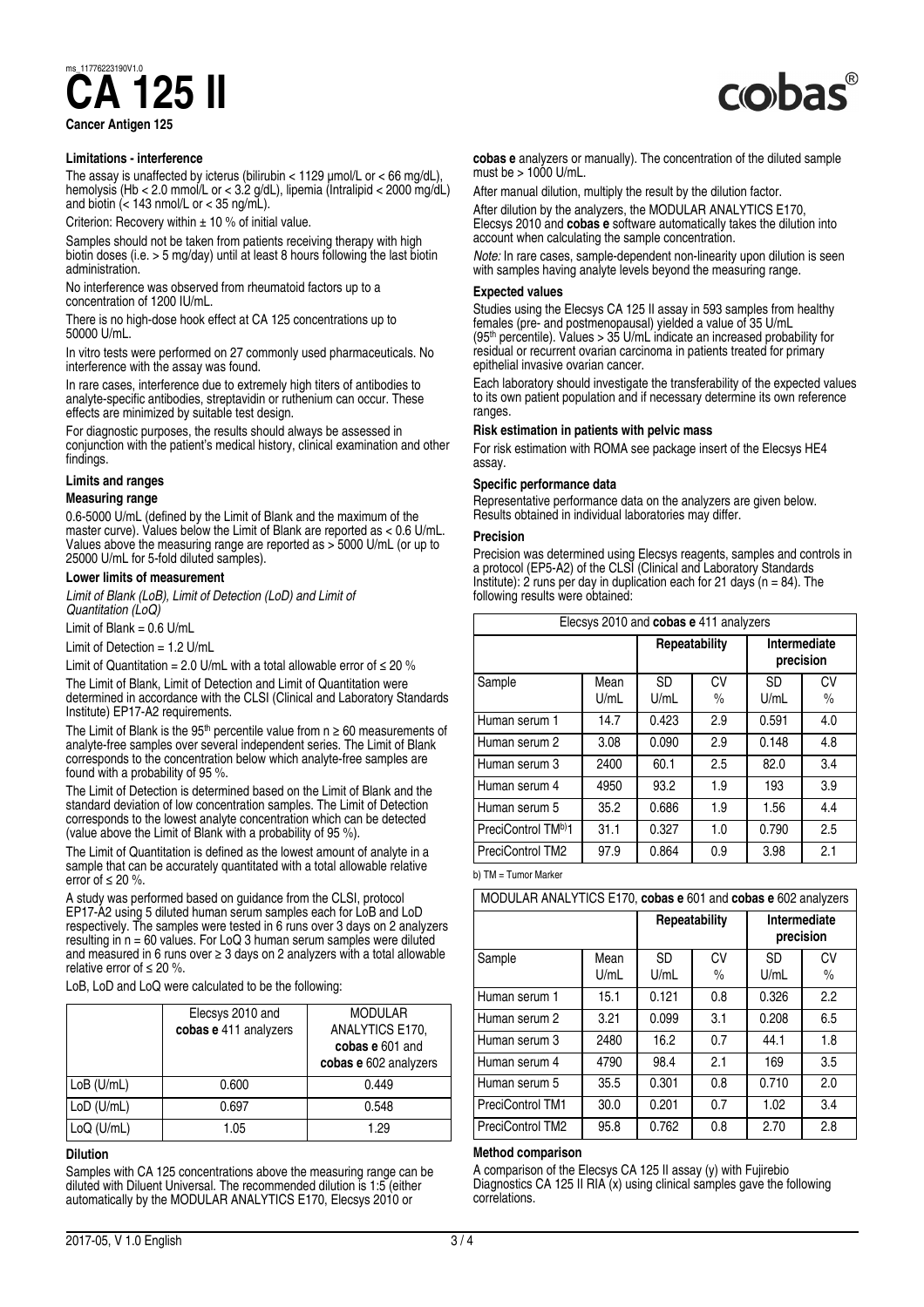ms_11776223190V1.0

# CA 125 II

**Cancer Antigen 125**

#### Limitations - interference

The assay is unaffected by icterus (bilirubin < 1129 µmol/L or < 66 mg/dL), hemolysis (Hb < 2.0 mmol/L or < 3.2 g/dL), lipemia (Intralipid < 2000 mg/dL) and biotin (< 143 nmol/L or < 35 ng/mL).

Criterion: Recovery within ± 10 % of initial value.

Samples should not be taken from patients receiving therapy with high biotin doses (i.e. > 5 mg/day) until at least 8 hours following the last biotin administration.

No interference was observed from rheumatoid factors up to a concentration of 1200 IU/mL.

There is no high-dose hook effect at CA 125 concentrations up to 50000 U/mL.

In vitro tests were performed on 27 commonly used pharmaceuticals. No interference with the assay was found.

In rare cases, interference due to extremely high titers of antibodies to analyte-specific antibodies, streptavidin or ruthenium can occur. These effects are minimized by suitable test design.

For diagnostic purposes, the results should always be assessed in conjunction with the patient's medical history, clinical examination and other findings.

#### Limits and ranges

##### Measuring range

0.6-5000 U/mL (defined by the Limit of Blank and the maximum of the master curve). Values below the Limit of Blank are reported as < 0.6 U/mL. Values above the measuring range are reported as > 5000 U/mL (or up to 25000 U/mL for 5-fold diluted samples).

##### Lower limits of measurement

*Limit of Blank (LoB), Limit of Detection (LoD) and Limit of Quantitation (LoQ)*

Limit of Blank = 0.6 U/mL

Limit of Detection = 1.2 U/mL

Limit of Quantitation = 2.0 U/mL with a total allowable error of ≤ 20 %

The Limit of Blank, Limit of Detection and Limit of Quantitation were determined in accordance with the CLSI (Clinical and Laboratory Standards Institute) EP17-A2 requirements.

The Limit of Blank is the 95[th] percentile value from n ≥ 60 measurements of analyte-free samples over several independent series. The Limit of Blank corresponds to the concentration below which analyte-free samples are found with a probability of 95 %.

The Limit of Detection is determined based on the Limit of Blank and the standard deviation of low concentration samples. The Limit of Detection corresponds to the lowest analyte concentration which can be detected (value above the Limit of Blank with a probability of 95 %).

The Limit of Quantitation is defined as the lowest amount of analyte in a sample that can be accurately quantitated with a total allowable relative error of ≤ 20 %.

A study was performed based on guidance from the CLSI, protocol EP17-A2 using 5 diluted human serum samples each for LoB and LoD respectively. The samples were tested in 6 runs over 3 days on 2 analyzers resulting in n = 60 values. For LoQ 3 human serum samples were diluted and measured in 6 runs over ≥ 3 days on 2 analyzers with a total allowable relative error of ≤ 20 %.

LoB, LoD and LoQ were calculated to be the following:

| | Elecsys 2010 and **cobas e** 411 analyzers | MODULAR ANALYTICS E170, **cobas e** 601 and **cobas e** 602 analyzers |
|---|---|---|
| LoB (U/mL) | 0.600 | 0.449 |
| LoD (U/mL) | 0.697 | 0.548 |
| LoQ (U/mL) | 1.05 | 1.29 |

#### Dilution

Samples with CA 125 concentrations above the measuring range can be diluted with Diluent Universal. The recommended dilution is 1:5 (either automatically by the MODULAR ANALYTICS E170, Elecsys 2010 or **cobas e** analyzers or manually). The concentration of the diluted sample must be > 1000 U/mL.

After manual dilution, multiply the result by the dilution factor.

After dilution by the analyzers, the MODULAR ANALYTICS E170, Elecsys 2010 and **cobas e** software automatically takes the dilution into account when calculating the sample concentration.

*Note:* In rare cases, sample-dependent non-linearity upon dilution is seen with samples having analyte levels beyond the measuring range.

#### Expected values

Studies using the Elecsys CA 125 II assay in 593 samples from healthy females (pre- and postmenopausal) yielded a value of 35 U/mL (95[th] percentile). Values > 35 U/mL indicate an increased probability for residual or recurrent ovarian carcinoma in patients treated for primary epithelial invasive ovarian cancer.

Each laboratory should investigate the transferability of the expected values to its own patient population and if necessary determine its own reference ranges.

#### Risk estimation in patients with pelvic mass

For risk estimation with ROMA see package insert of the Elecsys HE4 assay.

#### Specific performance data

Representative performance data on the analyzers are given below. Results obtained in individual laboratories may differ.

#### Precision

Precision was determined using Elecsys reagents, samples and controls in a protocol (EP5-A2) of the CLSI (Clinical and Laboratory Standards Institute): 2 runs per day in duplication each for 21 days (n = 84). The following results were obtained:

| Elecsys 2010 and **cobas e** 411 analyzers | | | | | |
|---|---|---|---|---|---|
| | | Repeatability | | Intermediate precision | |
| Sample | Mean U/mL | SD U/mL | CV % | SD U/mL | CV % |
| Human serum 1 | 14.7 | 0.423 | 2.9 | 0.591 | 4.0 |
| Human serum 2 | 3.08 | 0.090 | 2.9 | 0.148 | 4.8 |
| Human serum 3 | 2400 | 60.1 | 2.5 | 82.0 | 3.4 |
| Human serum 4 | 4950 | 93.2 | 1.9 | 193 | 3.9 |
| Human serum 5 | 35.2 | 0.686 | 1.9 | 1.56 | 4.4 |
| PreciControl TM[b)]1 | 31.1 | 0.327 | 1.0 | 0.790 | 2.5 |
| PreciControl TM2 | 97.9 | 0.864 | 0.9 | 3.98 | 2.1 |

b) TM = Tumor Marker

| MODULAR ANALYTICS E170, **cobas e** 601 and **cobas e** 602 analyzers | | | | | |
|---|---|---|---|---|---|
| | | Repeatability | | Intermediate precision | |
| Sample | Mean U/mL | SD U/mL | CV % | SD U/mL | CV % |
| Human serum 1 | 15.1 | 0.121 | 0.8 | 0.326 | 2.2 |
| Human serum 2 | 3.21 | 0.099 | 3.1 | 0.208 | 6.5 |
| Human serum 3 | 2480 | 16.2 | 0.7 | 44.1 | 1.8 |
| Human serum 4 | 4790 | 98.4 | 2.1 | 169 | 3.5 |
| Human serum 5 | 35.5 | 0.301 | 0.8 | 0.710 | 2.0 |
| PreciControl TM1 | 30.0 | 0.201 | 0.7 | 1.02 | 3.4 |
| PreciControl TM2 | 95.8 | 0.762 | 0.8 | 2.70 | 2.8 |

#### Method comparison

A comparison of the Elecsys CA 125 II assay (y) with Fujirebio Diagnostics CA 125 II RIA (x) using clinical samples gave the following correlations.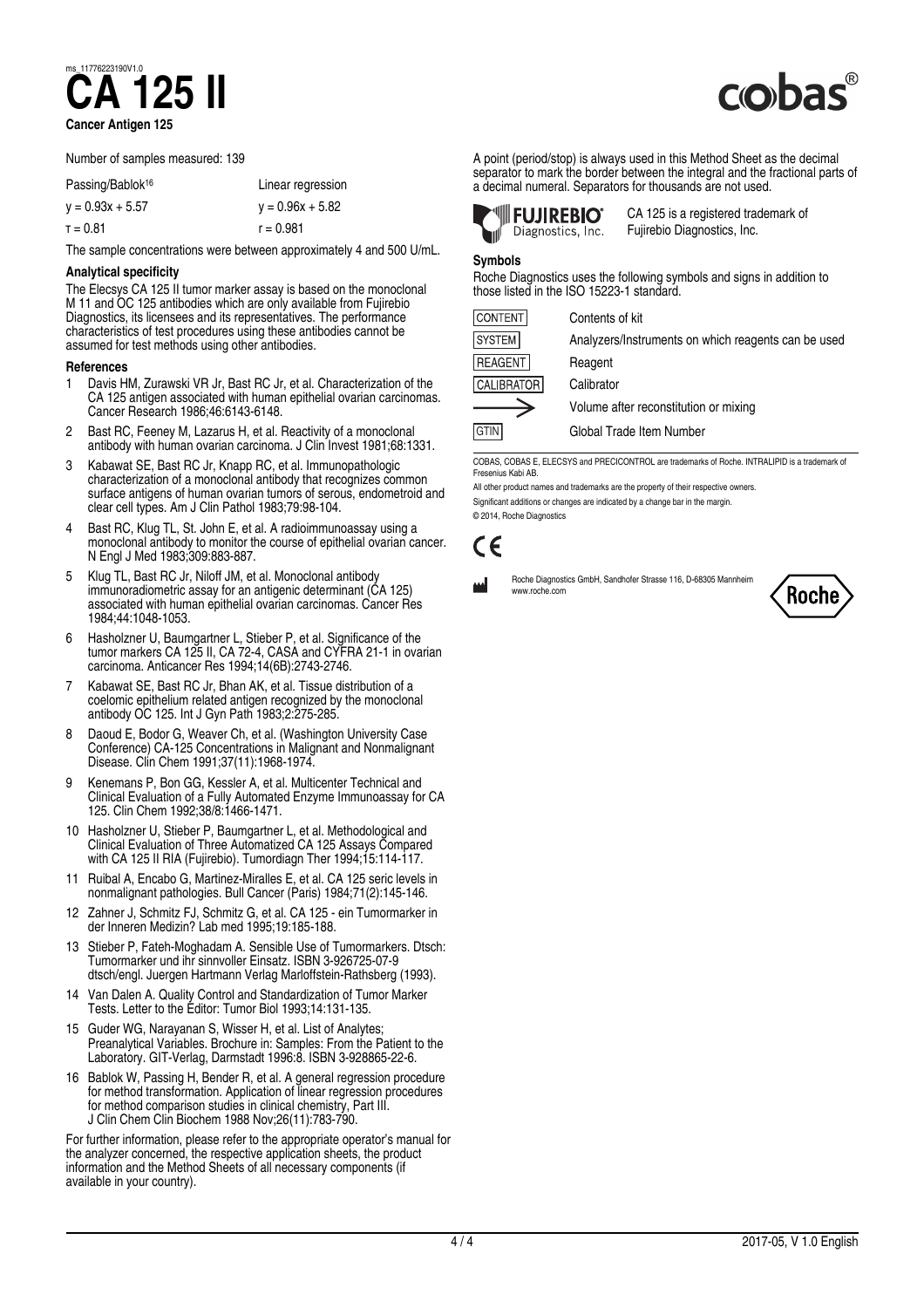ms_11776223190V1.0

# CA 125 II

**Cancer Antigen 125**

Number of samples measured: 139

| Passing/Bablok[16] | Linear regression |
|---|---|
| y = 0.93x + 5.57 | y = 0.96x + 5.82 |
| τ = 0.81 | r = 0.981 |

The sample concentrations were between approximately 4 and 500 U/mL.

**Analytical specificity**

The Elecsys CA 125 II tumor marker assay is based on the monoclonal M 11 and OC 125 antibodies which are only available from Fujirebio Diagnostics, its licensees and its representatives. The performance characteristics of test procedures using these antibodies cannot be assumed for test methods using other antibodies.

**References**

1. Davis HM, Zurawski VR Jr, Bast RC Jr, et al. Characterization of the CA 125 antigen associated with human epithelial ovarian carcinomas. Cancer Research 1986;46:6143-6148.
2. Bast RC, Feeney M, Lazarus H, et al. Reactivity of a monoclonal antibody with human ovarian carcinoma. J Clin Invest 1981;68:1331.
3. Kabawat SE, Bast RC Jr, Knapp RC, et al. Immunopathologic characterization of a monoclonal antibody that recognizes common surface antigens of human ovarian tumors of serous, endometroid and clear cell types. Am J Clin Pathol 1983;79:98-104.
4. Bast RC, Klug TL, St. John E, et al. A radioimmunoassay using a monoclonal antibody to monitor the course of epithelial ovarian cancer. N Engl J Med 1983;309:883-887.
5. Klug TL, Bast RC Jr, Niloff JM, et al. Monoclonal antibody immunoradiometric assay for an antigenic determinant (CA 125) associated with human epithelial ovarian carcinomas. Cancer Res 1984;44:1048-1053.
6. Hasholzner U, Baumgartner L, Stieber P, et al. Significance of the tumor markers CA 125 II, CA 72-4, CASA and CYFRA 21-1 in ovarian carcinoma. Anticancer Res 1994;14(6B):2743-2746.
7. Kabawat SE, Bast RC Jr, Bhan AK, et al. Tissue distribution of a coelomic epithelium related antigen recognized by the monoclonal antibody OC 125. Int J Gyn Path 1983;2:275-285.
8. Daoud E, Bodor G, Weaver Ch, et al. (Washington University Case Conference) CA-125 Concentrations in Malignant and Nonmalignant Disease. Clin Chem 1991;37(11):1968-1974.
9. Kenemans P, Bon GG, Kessler A, et al. Multicenter Technical and Clinical Evaluation of a Fully Automated Enzyme Immunoassay for CA 125. Clin Chem 1992;38/8:1466-1471.
10. Hasholzner U, Stieber P, Baumgartner L, et al. Methodological and Clinical Evaluation of Three Automatized CA 125 Assays Compared with CA 125 II RIA (Fujirebio). Tumordiagn Ther 1994;15:114-117.
11. Ruibal A, Encabo G, Martinez-Miralles E, et al. CA 125 seric levels in nonmalignant pathologies. Bull Cancer (Paris) 1984;71(2):145-146.
12. Zahner J, Schmitz FJ, Schmitz G, et al. CA 125 - ein Tumormarker in der Inneren Medizin? Lab med 1995;19:185-188.
13. Stieber P, Fateh-Moghadam A. Sensible Use of Tumormarkers. Dtsch: Tumormarker und ihr sinnvoller Einsatz. ISBN 3-926725-07-9 dtsch/engl. Juergen Hartmann Verlag Marloffstein-Rathsberg (1993).
14. Van Dalen A. Quality Control and Standardization of Tumor Marker Tests. Letter to the Editor: Tumor Biol 1993;14:131-135.
15. Guder WG, Narayanan S, Wisser H, et al. List of Analytes; Preanalytical Variables. Brochure in: Samples: From the Patient to the Laboratory. GIT-Verlag, Darmstadt 1996:8. ISBN 3-928865-22-6.
16. Bablok W, Passing H, Bender R, et al. A general regression procedure for method transformation. Application of linear regression procedures for method comparison studies in clinical chemistry, Part III. J Clin Chem Clin Biochem 1988 Nov;26(11):783-790.

For further information, please refer to the appropriate operator's manual for the analyzer concerned, the respective application sheets, the product information and the Method Sheets of all necessary components (if available in your country).

A point (period/stop) is always used in this Method Sheet as the decimal separator to mark the border between the integral and the fractional parts of a decimal numeral. Separators for thousands are not used.

FUJIREBIO Diagnostics, Inc.

CA 125 is a registered trademark of Fujirebio Diagnostics, Inc.

**Symbols**

Roche Diagnostics uses the following symbols and signs in addition to those listed in the ISO 15223-1 standard.

| | |
|---|---|
| CONTENT | Contents of kit |
| SYSTEM | Analyzers/Instruments on which reagents can be used |
| REAGENT | Reagent |
| CALIBRATOR | Calibrator |
| → | Volume after reconstitution or mixing |
| GTIN | Global Trade Item Number |

COBAS, COBAS E, ELECSYS and PRECICONTROL are trademarks of Roche. INTRALIPID is a trademark of Fresenius Kabi AB.

All other product names and trademarks are the property of their respective owners.

Significant additions or changes are indicated by a change bar in the margin.

© 2014, Roche Diagnostics

CE

Roche Diagnostics GmbH, Sandhofer Strasse 116, D-68305 Mannheim
www.roche.com

2017-05, V 1.0 English